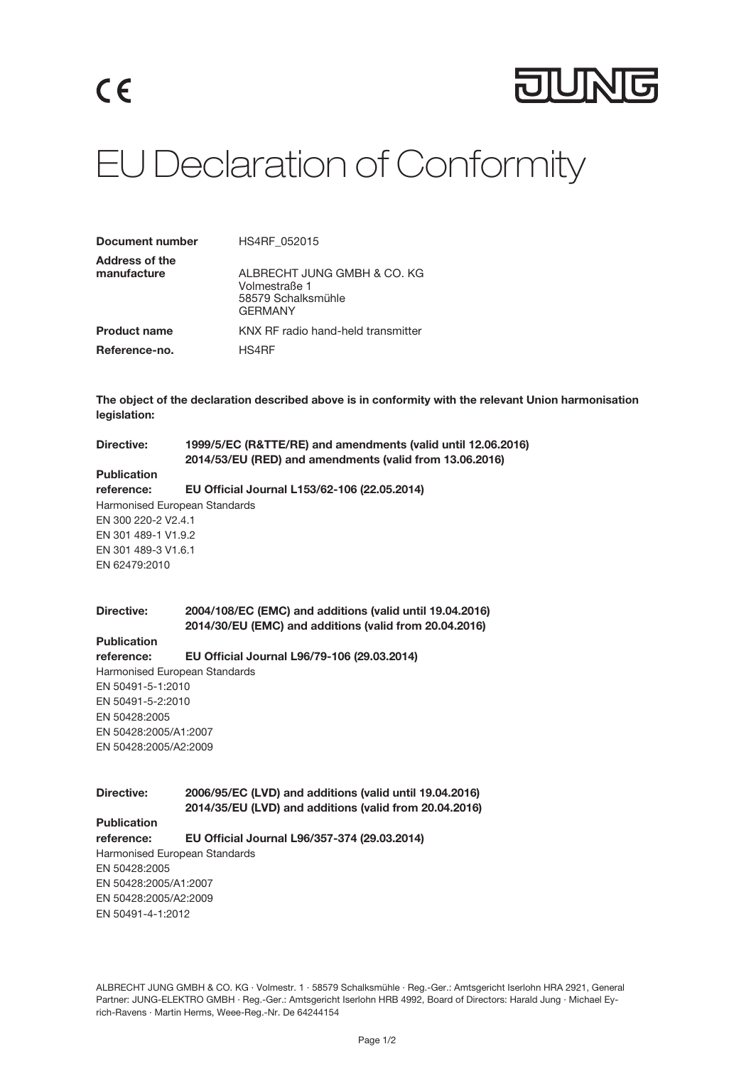CE

JUNG

# EU Declaration of Conformity

| | |
|---|---|
| **Document number** | HS4RF_052015 |
| **Address of the manufacture** | ALBRECHT JUNG GMBH & CO. KG<br>Volmestraße 1<br>58579 Schalksmühle<br>GERMANY |
| **Product name** | KNX RF radio hand-held transmitter |
| **Reference-no.** | HS4RF |

**The object of the declaration described above is in conformity with the relevant Union harmonisation legislation:**

**Directive:** **1999/5/EC (R&TTE/RE) and amendments (valid until 12.06.2016)**
**2014/53/EU (RED) and amendments (valid from 13.06.2016)**

**Publication reference:** **EU Official Journal L153/62-106 (22.05.2014)**

Harmonised European Standards
EN 300 220-2 V2.4.1
EN 301 489-1 V1.9.2
EN 301 489-3 V1.6.1
EN 62479:2010

**Directive:** **2004/108/EC (EMC) and additions (valid until 19.04.2016)**
**2014/30/EU (EMC) and additions (valid from 20.04.2016)**

**Publication reference:** **EU Official Journal L96/79-106 (29.03.2014)**

Harmonised European Standards
EN 50491-5-1:2010
EN 50491-5-2:2010
EN 50428:2005
EN 50428:2005/A1:2007
EN 50428:2005/A2:2009

**Directive:** **2006/95/EC (LVD) and additions (valid until 19.04.2016)**
**2014/35/EU (LVD) and additions (valid from 20.04.2016)**

**Publication reference:** **EU Official Journal L96/357-374 (29.03.2014)**

Harmonised European Standards
EN 50428:2005
EN 50428:2005/A1:2007
EN 50428:2005/A2:2009
EN 50491-4-1:2012

ALBRECHT JUNG GMBH & CO. KG · Volmestr. 1 · 58579 Schalksmühle · Reg.-Ger.: Amtsgericht Iserlohn HRA 2921, General Partner: JUNG-ELEKTRO GMBH · Reg.-Ger.: Amtsgericht Iserlohn HRB 4992, Board of Directors: Harald Jung · Michael Eyrich-Ravens · Martin Herms, Weee-Reg.-Nr. De 64244154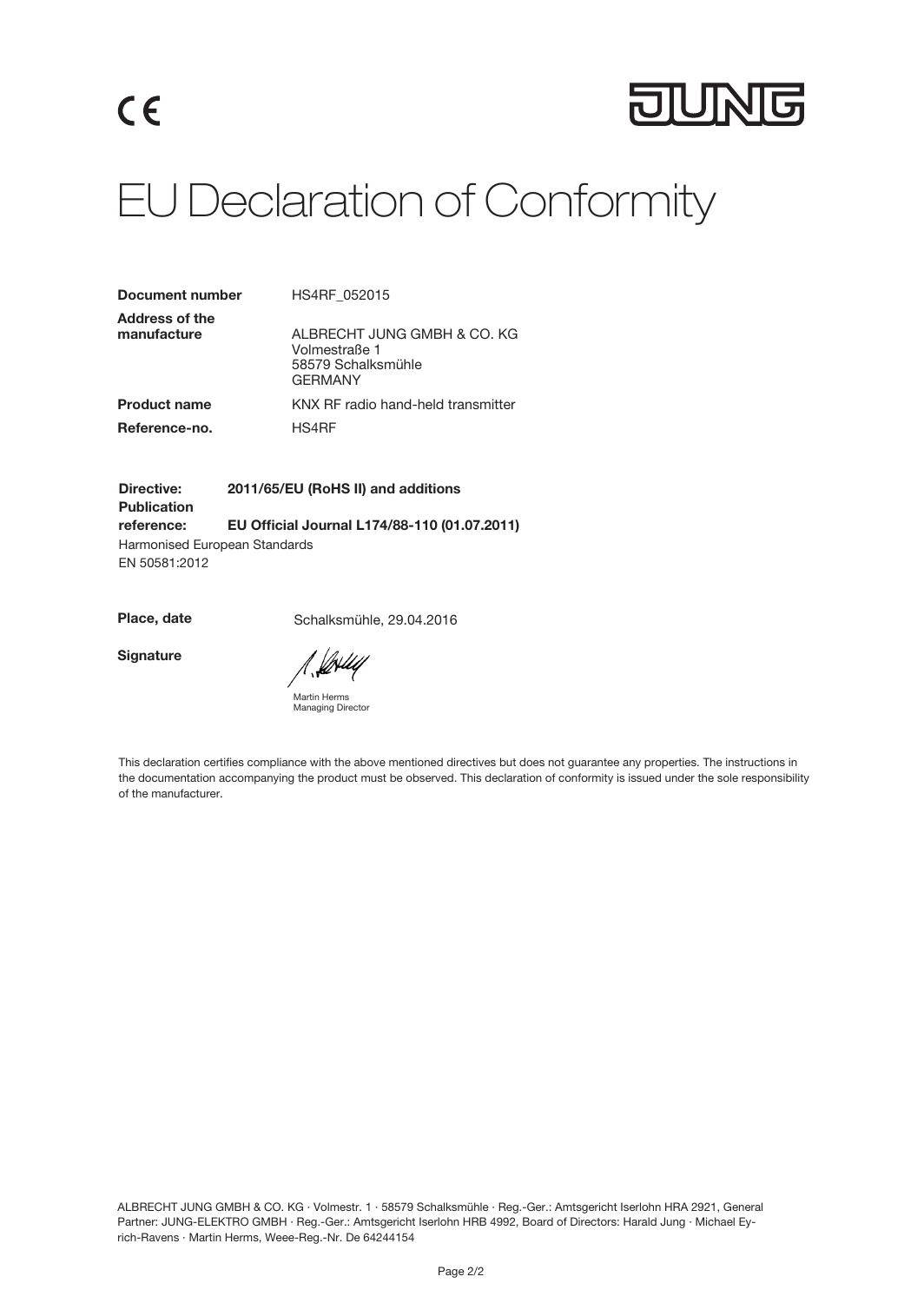CE

JUNG

# EU Declaration of Conformity

| | |
|---|---|
| **Document number** | HS4RF_052015 |
| **Address of the manufacture** | ALBRECHT JUNG GMBH & CO. KG<br>Volmestraße 1<br>58579 Schalksmühle<br>GERMANY |
| **Product name** | KNX RF radio hand-held transmitter |
| **Reference-no.** | HS4RF |

**Directive:** **2011/65/EU (RoHS II) and additions**

**Publication reference:** **EU Official Journal L174/88-110 (01.07.2011)**

Harmonised European Standards

EN 50581:2012

**Place, date** Schalksmühle, 29.04.2016

**Signature**

Martin Herms
Managing Director

This declaration certifies compliance with the above mentioned directives but does not guarantee any properties. The instructions in the documentation accompanying the product must be observed. This declaration of conformity is issued under the sole responsibility of the manufacturer.

ALBRECHT JUNG GMBH & CO. KG · Volmestr. 1 · 58579 Schalksmühle · Reg.-Ger.: Amtsgericht Iserlohn HRA 2921, General Partner: JUNG-ELEKTRO GMBH · Reg.-Ger.: Amtsgericht Iserlohn HRB 4992, Board of Directors: Harald Jung · Michael Eyrich-Ravens · Martin Herms, Weee-Reg.-Nr. De 64244154